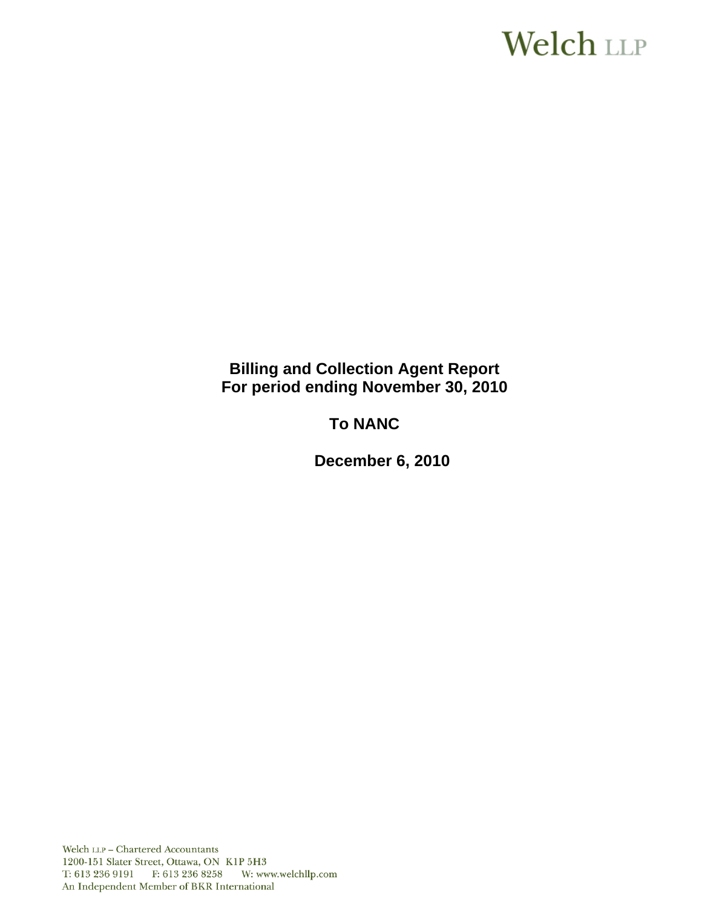Welch LLP

# Billing and Collection Agent Report
# For period ending November 30, 2010

## To NANC

## December 6, 2010

Welch LLP – Chartered Accountants
1200-151 Slater Street, Ottawa, ON K1P 5H3
T: 613 236 9191 F: 613 236 8258 W: www.welchllp.com
An Independent Member of BKR International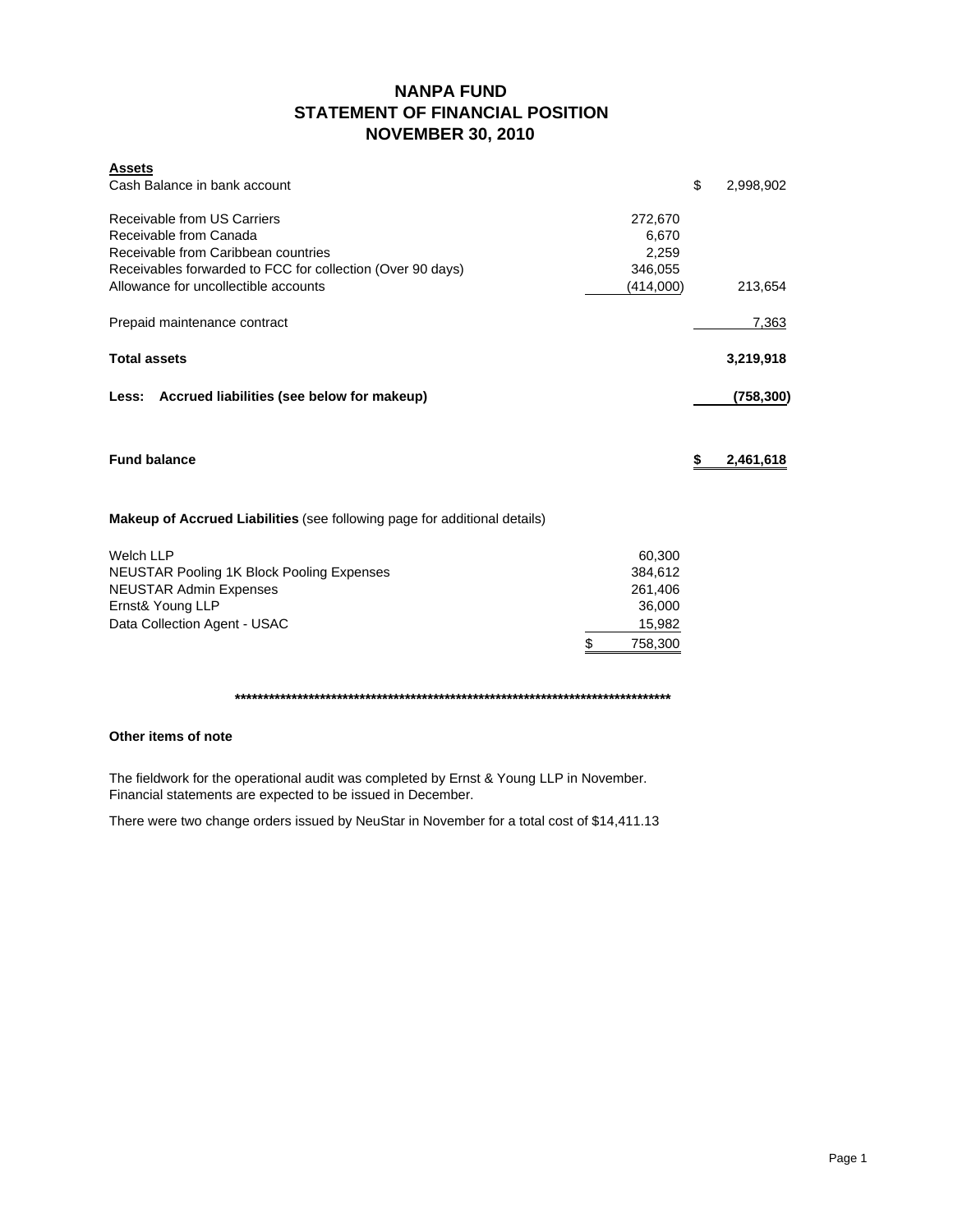# NANPA FUND
## STATEMENT OF FINANCIAL POSITION
## NOVEMBER 30, 2010

| **Assets** | | |
|---|---|---|
| Cash Balance in bank account | | $ 2,998,902 |
| | | |
| Receivable from US Carriers | 272,670 | |
| Receivable from Canada | 6,670 | |
| Receivable from Caribbean countries | 2,259 | |
| Receivables forwarded to FCC for collection (Over 90 days) | 346,055 | |
| Allowance for uncollectible accounts | (414,000) | 213,654 |
| | | |
| Prepaid maintenance contract | | 7,363 |
| | | |
| **Total assets** | | **3,219,918** |
| | | |
| **Less: Accrued liabilities (see below for makeup)** | | **(758,300)** |
| | | |
| **Fund balance** | | **$ 2,461,618** |

**Makeup of Accrued Liabilities** (see following page for additional details)

| | |
|---|---|
| Welch LLP | 60,300 |
| NEUSTAR Pooling 1K Block Pooling Expenses | 384,612 |
| NEUSTAR Admin Expenses | 261,406 |
| Ernst& Young LLP | 36,000 |
| Data Collection Agent - USAC | 15,982 |
| | $ 758,300 |

*******************************************************************************

**Other items of note**

The fieldwork for the operational audit was completed by Ernst & Young LLP in November. Financial statements are expected to be issued in December.

There were two change orders issued by NeuStar in November for a total cost of $14,411.13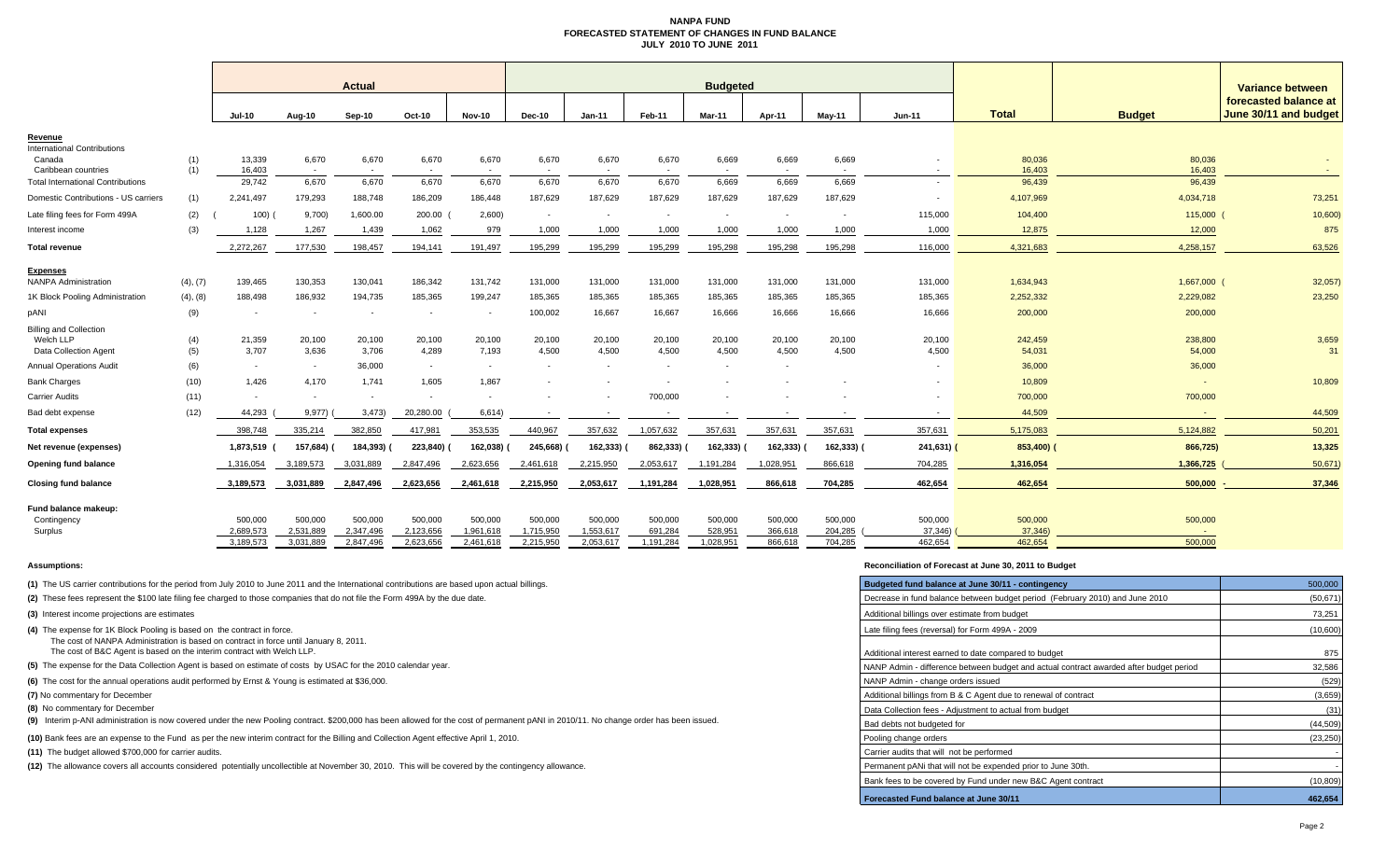# NANPA FUND
## FORECASTED STATEMENT OF CHANGES IN FUND BALANCE
### JULY 2010 TO JUNE 2011

| | | Actual | | | | | Budgeted | | | | | | | | | Variance between forecasted balance at June 30/11 and budget |
|---|---|---|---|---|---|---|---|---|---|---|---|---|---|---|---|---|
| | | Jul-10 | Aug-10 | Sep-10 | Oct-10 | Nov-10 | Dec-10 | Jan-11 | Feb-11 | Mar-11 | Apr-11 | May-11 | Jun-11 | Total | Budget | |
| **Revenue** | | | | | | | | | | | | | | | | |
| International Contributions | | | | | | | | | | | | | | | | |
| Canada | (1) | 13,339 | 6,670 | 6,670 | 6,670 | 6,670 | 6,670 | 6,670 | 6,670 | 6,669 | 6,669 | 6,669 | - | 80,036 | 80,036 | - |
| Caribbean countries | (1) | 16,403 | - | - | - | - | - | - | - | - | - | - | - | 16,403 | 16,403 | - |
| Total International Contributions | | 29,742 | 6,670 | 6,670 | 6,670 | 6,670 | 6,670 | 6,670 | 6,670 | 6,669 | 6,669 | 6,669 | - | 96,439 | 96,439 | - |
| Domestic Contributions - US carriers | (1) | 2,241,497 | 179,293 | 188,748 | 186,209 | 186,448 | 187,629 | 187,629 | 187,629 | 187,629 | 187,629 | 187,629 | - | 4,107,969 | 4,034,718 | 73,251 |
| Late filing fees for Form 499A | (2) | (100) | (9,700) | 1,600.00 | 200.00 | (2,600) | - | - | - | - | - | - | 115,000 | 104,400 | 115,000 | (10,600) |
| Interest income | (3) | 1,128 | 1,267 | 1,439 | 1,062 | 979 | 1,000 | 1,000 | 1,000 | 1,000 | 1,000 | 1,000 | 1,000 | 12,875 | 12,000 | 875 |
| **Total revenue** | | 2,272,267 | 177,530 | 198,457 | 194,141 | 191,497 | 195,299 | 195,299 | 195,299 | 195,298 | 195,298 | 195,298 | 116,000 | 4,321,683 | 4,258,157 | 63,526 |
| **Expenses** | | | | | | | | | | | | | | | | |
| NANPA Administration | (4), (7) | 139,465 | 130,353 | 130,041 | 186,342 | 131,742 | 131,000 | 131,000 | 131,000 | 131,000 | 131,000 | 131,000 | 131,000 | 1,634,943 | 1,667,000 | (32,057) |
| 1K Block Pooling Administration | (4), (8) | 188,498 | 186,932 | 194,735 | 185,365 | 199,247 | 185,365 | 185,365 | 185,365 | 185,365 | 185,365 | 185,365 | 185,365 | 2,252,332 | 2,229,082 | 23,250 |
| pANI | (9) | - | - | - | - | - | 100,002 | 16,667 | 16,667 | 16,666 | 16,666 | 16,666 | 16,666 | 200,000 | 200,000 | |
| Billing and Collection | | | | | | | | | | | | | | | | |
| Welch LLP | (4) | 21,359 | 20,100 | 20,100 | 20,100 | 20,100 | 20,100 | 20,100 | 20,100 | 20,100 | 20,100 | 20,100 | 20,100 | 242,459 | 238,800 | 3,659 |
| Data Collection Agent | (5) | 3,707 | 3,636 | 3,706 | 4,289 | 7,193 | 4,500 | 4,500 | 4,500 | 4,500 | 4,500 | 4,500 | 4,500 | 54,031 | 54,000 | 31 |
| Annual Operations Audit | (6) | - | - | 36,000 | - | - | - | - | - | - | - | | - | 36,000 | 36,000 | |
| Bank Charges | (10) | 1,426 | 4,170 | 1,741 | 1,605 | 1,867 | - | - | - | - | - | - | - | 10,809 | - | 10,809 |
| Carrier Audits | (11) | - | - | - | - | - | - | - | 700,000 | - | - | - | - | 700,000 | 700,000 | |
| Bad debt expense | (12) | 44,293 | (9,977) | (3,473) | 20,280.00 | (6,614) | - | - | - | - | - | - | - | 44,509 | - | 44,509 |
| **Total expenses** | | 398,748 | 335,214 | 382,850 | 417,981 | 353,535 | 440,967 | 357,632 | 1,057,632 | 357,631 | 357,631 | 357,631 | 357,631 | 5,175,083 | 5,124,882 | 50,201 |
| **Net revenue (expenses)** | | 1,873,519 | (157,684) | (184,393) | (223,840) | (162,038) | (245,668) | (162,333) | (862,333) | (162,333) | (162,333) | (162,333) | (241,631) | (853,400) | (866,725) | 13,325 |
| **Opening fund balance** | | 1,316,054 | 3,189,573 | 3,031,889 | 2,847,496 | 2,623,656 | 2,461,618 | 2,215,950 | 2,053,617 | 1,191,284 | 1,028,951 | 866,618 | 704,285 | 1,316,054 | 1,366,725 | (50,671) |
| **Closing fund balance** | | 3,189,573 | 3,031,889 | 2,847,496 | 2,623,656 | 2,461,618 | 2,215,950 | 2,053,617 | 1,191,284 | 1,028,951 | 866,618 | 704,285 | 462,654 | 462,654 | 500,000 | 37,346 |
| **Fund balance makeup:** | | | | | | | | | | | | | | | | |
| Contingency | | 500,000 | 500,000 | 500,000 | 500,000 | 500,000 | 500,000 | 500,000 | 500,000 | 500,000 | 500,000 | 500,000 | 500,000 | 500,000 | 500,000 | |
| Surplus | | 2,689,573 | 2,531,889 | 2,347,496 | 2,123,656 | 1,961,618 | 1,715,950 | 1,553,617 | 691,284 | 528,951 | 366,618 | 204,285 | (37,346) | (37,346) | - | |
| | | 3,189,573 | 3,031,889 | 2,847,496 | 2,623,656 | 2,461,618 | 2,215,950 | 2,053,617 | 1,191,284 | 1,028,951 | 866,618 | 704,285 | 462,654 | 462,654 | 500,000 | |

**Assumptions:**

**(1)** The US carrier contributions for the period from July 2010 to June 2011 and the International contributions are based upon actual billings.

**(2)** These fees represent the $100 late filing fee charged to those companies that do not file the Form 499A by the due date.

**(3)** Interest income projections are estimates

**(4)** The expense for 1K Block Pooling is based on the contract in force.
The cost of NANPA Administration is based on contract in force until January 8, 2011.
The cost of B&C Agent is based on the interim contract with Welch LLP.

**(5)** The expense for the Data Collection Agent is based on estimate of costs by USAC for the 2010 calendar year.

**(6)** The cost for the annual operations audit performed by Ernst & Young is estimated at $36,000.

**(7)** No commentary for December

**(8)** No commentary for December

**(9)** Interim p-ANI administration is now covered under the new Pooling contract. $200,000 has been allowed for the cost of permanent pANI in 2010/11. No change order has been issued.

**(10)** Bank fees are an expense to the Fund as per the new interim contract for the Billing and Collection Agent effective April 1, 2010.

**(11)** The budget allowed $700,000 for carrier audits.

**(12)** The allowance covers all accounts considered potentially uncollectible at November 30, 2010. This will be covered by the contingency allowance.

**Reconciliation of Forecast at June 30, 2011 to Budget**

| Item | Amount |
|---|---|
| **Budgeted fund balance at June 30/11 - contingency** | 500,000 |
| Decrease in fund balance between budget period (February 2010) and June 2010 | (50,671) |
| Additional billings over estimate from budget | 73,251 |
| Late filing fees (reversal) for Form 499A - 2009 | (10,600) |
| Additional interest earned to date compared to budget | 875 |
| NANP Admin - difference between budget and actual contract awarded after budget period | 32,586 |
| NANP Admin - change orders issued | (529) |
| Additional billings from B & C Agent due to renewal of contract | (3,659) |
| Data Collection fees - Adjustment to actual from budget | (31) |
| Bad debts not budgeted for | (44,509) |
| Pooling change orders | (23,250) |
| Carrier audits that will not be performed | - |
| Permanent pANi that will not be expended prior to June 30th. | - |
| Bank fees to be covered by Fund under new B&C Agent contract | (10,809) |
| **Forecasted Fund balance at June 30/11** | **462,654** |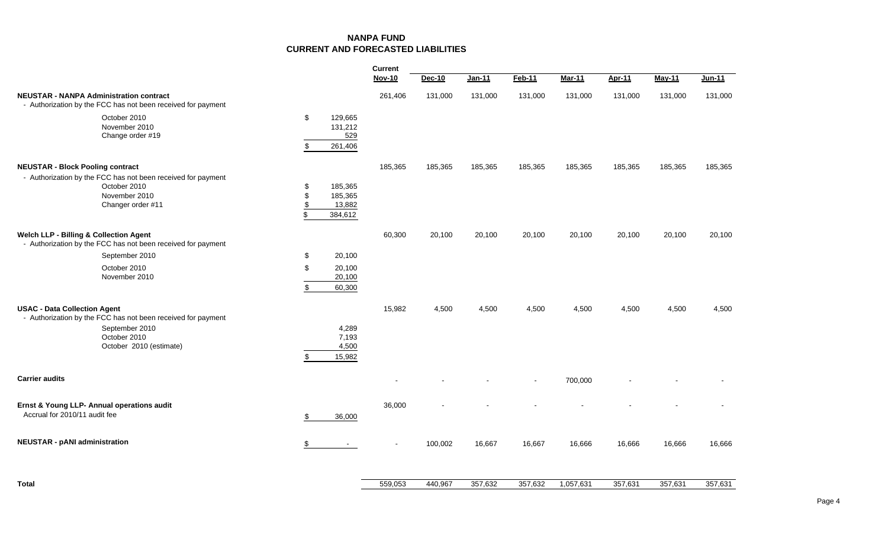# NANPA FUND
## CURRENT AND FORECASTED LIABILITIES

| | | Current Nov-10 | Dec-10 | Jan-11 | Feb-11 | Mar-11 | Apr-11 | May-11 | Jun-11 |
|---|---|---|---|---|---|---|---|---|---|
| **NEUSTAR - NANPA Administration contract** | | 261,406 | 131,000 | 131,000 | 131,000 | 131,000 | 131,000 | 131,000 | 131,000 |
| - Authorization by the FCC has not been received for payment | | | | | | | | | |
| October 2010 | $ 129,665 | | | | | | | | |
| November 2010 | 131,212 | | | | | | | | |
| Change order #19 | 529 | | | | | | | | |
| | $ 261,406 | | | | | | | | |
| **NEUSTAR - Block Pooling contract** | | 185,365 | 185,365 | 185,365 | 185,365 | 185,365 | 185,365 | 185,365 | 185,365 |
| - Authorization by the FCC has not been received for payment | | | | | | | | | |
| October 2010 | $ 185,365 | | | | | | | | |
| November 2010 | $ 185,365 | | | | | | | | |
| Changer order #11 | $ 13,882 | | | | | | | | |
| | $ 384,612 | | | | | | | | |
| **Welch LLP - Billing & Collection Agent** | | 60,300 | 20,100 | 20,100 | 20,100 | 20,100 | 20,100 | 20,100 | 20,100 |
| - Authorization by the FCC has not been received for payment | | | | | | | | | |
| September 2010 | $ 20,100 | | | | | | | | |
| October 2010 | $ 20,100 | | | | | | | | |
| November 2010 | 20,100 | | | | | | | | |
| | $ 60,300 | | | | | | | | |
| **USAC - Data Collection Agent** | | 15,982 | 4,500 | 4,500 | 4,500 | 4,500 | 4,500 | 4,500 | 4,500 |
| - Authorization by the FCC has not been received for payment | | | | | | | | | |
| September 2010 | 4,289 | | | | | | | | |
| October 2010 | 7,193 | | | | | | | | |
| October 2010 (estimate) | 4,500 | | | | | | | | |
| | $ 15,982 | | | | | | | | |
| **Carrier audits** | | - | - | - | - | 700,000 | - | - | - |
| **Ernst & Young LLP- Annual operations audit** | | 36,000 | - | - | - | - | - | - | - |
| Accrual for 2010/11 audit fee | $ 36,000 | | | | | | | | |
| **NEUSTAR - pANI administration** | $ - | - | 100,002 | 16,667 | 16,667 | 16,666 | 16,666 | 16,666 | 16,666 |
| **Total** | | 559,053 | 440,967 | 357,632 | 357,632 | 1,057,631 | 357,631 | 357,631 | 357,631 |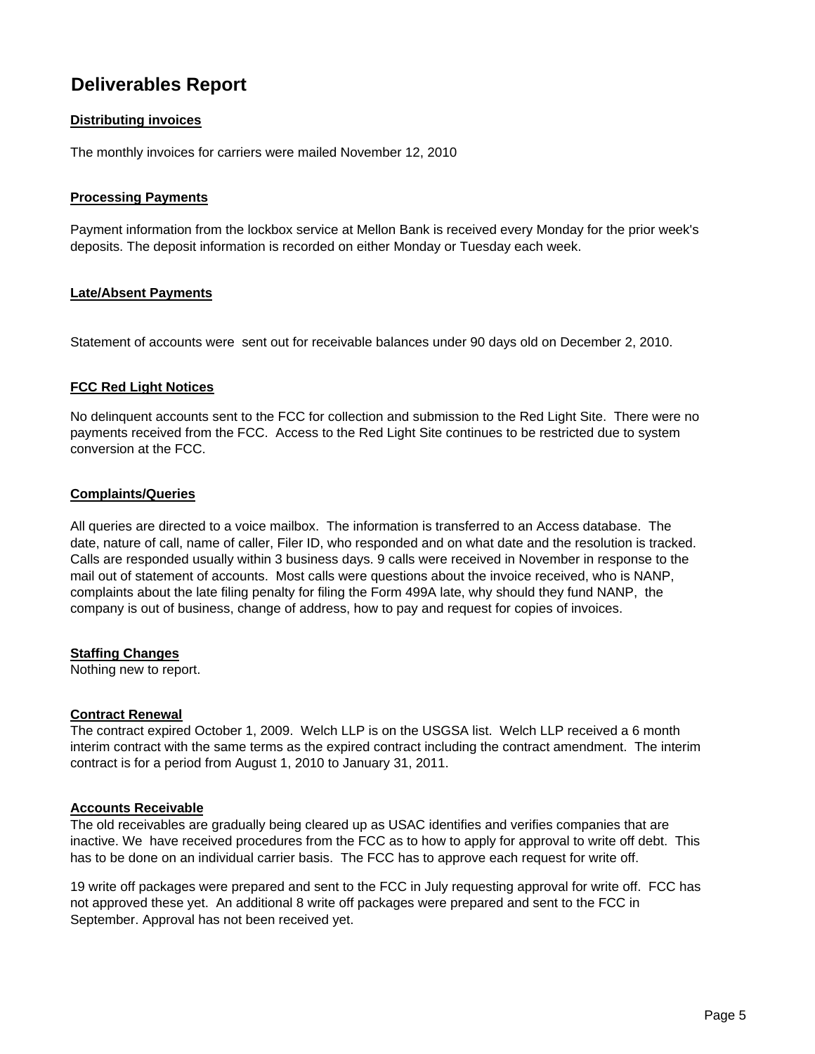# Deliverables Report

**Distributing invoices**

The monthly invoices for carriers were mailed November 12, 2010

**Processing Payments**

Payment information from the lockbox service at Mellon Bank is received every Monday for the prior week's deposits. The deposit information is recorded on either Monday or Tuesday each week.

**Late/Absent Payments**

Statement of accounts were sent out for receivable balances under 90 days old on December 2, 2010.

**FCC Red Light Notices**

No delinquent accounts sent to the FCC for collection and submission to the Red Light Site. There were no payments received from the FCC. Access to the Red Light Site continues to be restricted due to system conversion at the FCC.

**Complaints/Queries**

All queries are directed to a voice mailbox. The information is transferred to an Access database. The date, nature of call, name of caller, Filer ID, who responded and on what date and the resolution is tracked. Calls are responded usually within 3 business days. 9 calls were received in November in response to the mail out of statement of accounts. Most calls were questions about the invoice received, who is NANP, complaints about the late filing penalty for filing the Form 499A late, why should they fund NANP, the company is out of business, change of address, how to pay and request for copies of invoices.

**Staffing Changes**

Nothing new to report.

**Contract Renewal**

The contract expired October 1, 2009. Welch LLP is on the USGSA list. Welch LLP received a 6 month interim contract with the same terms as the expired contract including the contract amendment. The interim contract is for a period from August 1, 2010 to January 31, 2011.

**Accounts Receivable**

The old receivables are gradually being cleared up as USAC identifies and verifies companies that are inactive. We have received procedures from the FCC as to how to apply for approval to write off debt. This has to be done on an individual carrier basis. The FCC has to approve each request for write off.

19 write off packages were prepared and sent to the FCC in July requesting approval for write off. FCC has not approved these yet. An additional 8 write off packages were prepared and sent to the FCC in September. Approval has not been received yet.